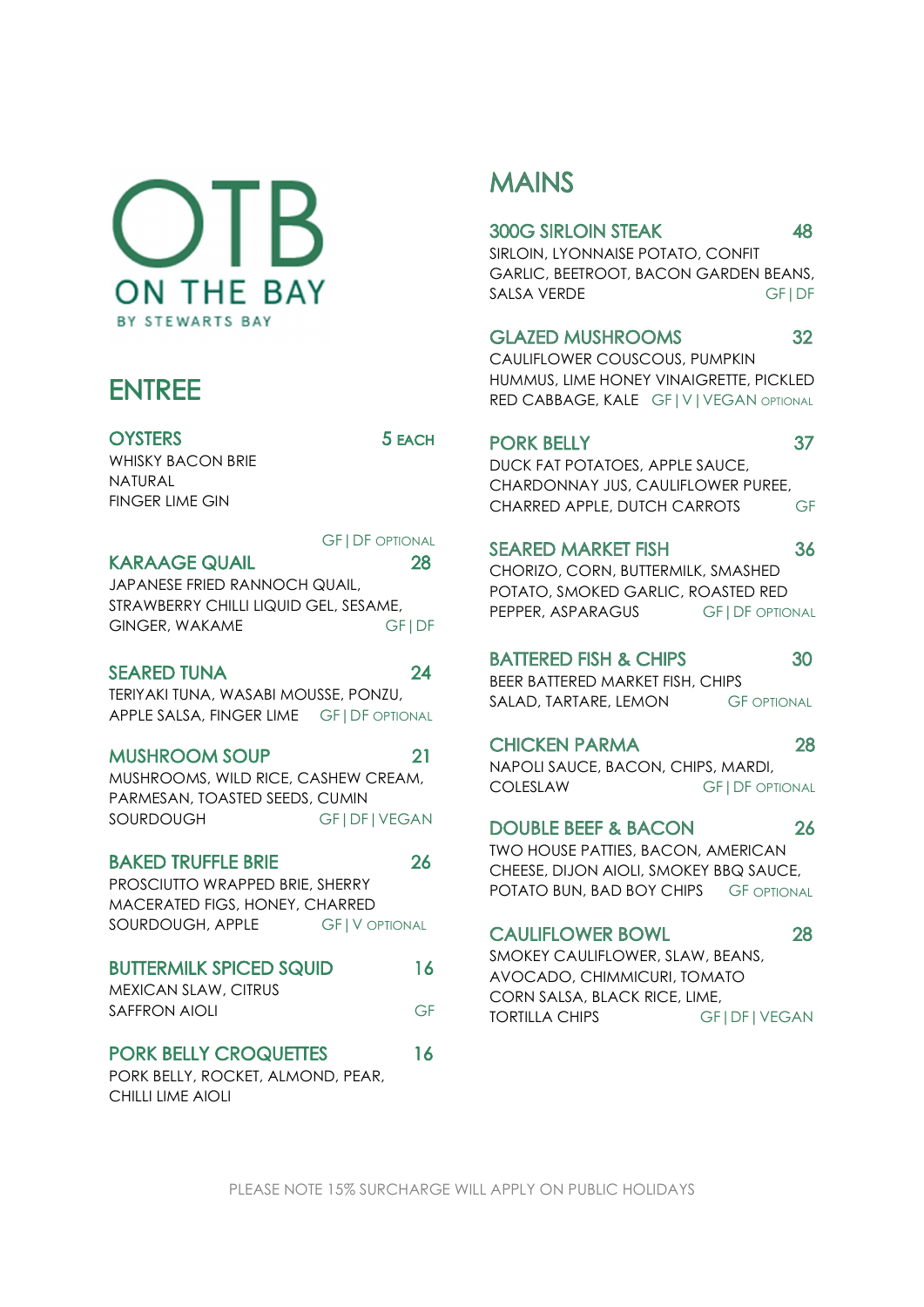# OTB
## ON THE BAY
BY STEWARTS BAY

## ENTREE

### OYSTERS — 5 EACH
WHISKY BACON BRIE
NATURAL
FINGER LIME GIN

GF | DF OPTIONAL

### KARAAGE QUAIL — 28
JAPANESE FRIED RANNOCH QUAIL, STRAWBERRY CHILLI LIQUID GEL, SESAME, GINGER, WAKAME — GF | DF

### SEARED TUNA — 24
TERIYAKI TUNA, WASABI MOUSSE, PONZU, APPLE SALSA, FINGER LIME — GF | DF OPTIONAL

### MUSHROOM SOUP — 21
MUSHROOMS, WILD RICE, CASHEW CREAM, PARMESAN, TOASTED SEEDS, CUMIN SOURDOUGH — GF | DF | VEGAN

### BAKED TRUFFLE BRIE — 26
PROSCIUTTO WRAPPED BRIE, SHERRY MACERATED FIGS, HONEY, CHARRED SOURDOUGH, APPLE — GF | V OPTIONAL

### BUTTERMILK SPICED SQUID — 16
MEXICAN SLAW, CITRUS SAFFRON AIOLI — GF

### PORK BELLY CROQUETTES — 16
PORK BELLY, ROCKET, ALMOND, PEAR, CHILLI LIME AIOLI

## MAINS

### 300G SIRLOIN STEAK — 48
SIRLOIN, LYONNAISE POTATO, CONFIT GARLIC, BEETROOT, BACON GARDEN BEANS, SALSA VERDE — GF | DF

### GLAZED MUSHROOMS — 32
CAULIFLOWER COUSCOUS, PUMPKIN HUMMUS, LIME HONEY VINAIGRETTE, PICKLED RED CABBAGE, KALE — GF | V | VEGAN OPTIONAL

### PORK BELLY — 37
DUCK FAT POTATOES, APPLE SAUCE, CHARDONNAY JUS, CAULIFLOWER PUREE, CHARRED APPLE, DUTCH CARROTS — GF

### SEARED MARKET FISH — 36
CHORIZO, CORN, BUTTERMILK, SMASHED POTATO, SMOKED GARLIC, ROASTED RED PEPPER, ASPARAGUS — GF | DF OPTIONAL

### BATTERED FISH & CHIPS — 30
BEER BATTERED MARKET FISH, CHIPS SALAD, TARTARE, LEMON — GF OPTIONAL

### CHICKEN PARMA — 28
NAPOLI SAUCE, BACON, CHIPS, MARDI, COLESLAW — GF | DF OPTIONAL

### DOUBLE BEEF & BACON — 26
TWO HOUSE PATTIES, BACON, AMERICAN CHEESE, DIJON AIOLI, SMOKEY BBQ SAUCE, POTATO BUN, BAD BOY CHIPS — GF OPTIONAL

### CAULIFLOWER BOWL — 28
SMOKEY CAULIFLOWER, SLAW, BEANS, AVOCADO, CHIMMICURI, TOMATO CORN SALSA, BLACK RICE, LIME, TORTILLA CHIPS — GF | DF | VEGAN

PLEASE NOTE 15% SURCHARGE WILL APPLY ON PUBLIC HOLIDAYS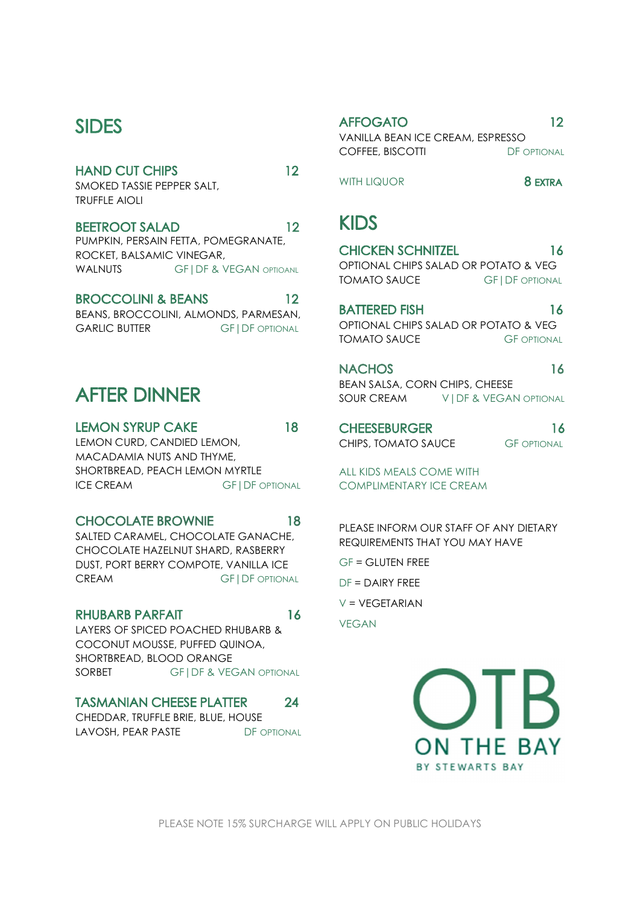## SIDES

### HAND CUT CHIPS — 12
SMOKED TASSIE PEPPER SALT, TRUFFLE AIOLI

### BEETROOT SALAD — 12
PUMPKIN, PERSAIN FETTA, POMEGRANATE, ROCKET, BALSAMIC VINEGAR, WALNUTS
GF | DF & VEGAN OPTIOANL

### BROCCOLINI & BEANS — 12
BEANS, BROCCOLINI, ALMONDS, PARMESAN, GARLIC BUTTER
GF | DF OPTIONAL

## AFTER DINNER

### LEMON SYRUP CAKE — 18
LEMON CURD, CANDIED LEMON, MACADAMIA NUTS AND THYME, SHORTBREAD, PEACH LEMON MYRTLE ICE CREAM
GF | DF OPTIONAL

### CHOCOLATE BROWNIE — 18
SALTED CARAMEL, CHOCOLATE GANACHE, CHOCOLATE HAZELNUT SHARD, RASBERRY DUST, PORT BERRY COMPOTE, VANILLA ICE CREAM
GF | DF OPTIONAL

### RHUBARB PARFAIT — 16
LAYERS OF SPICED POACHED RHUBARB & COCONUT MOUSSE, PUFFED QUINOA, SHORTBREAD, BLOOD ORANGE SORBET
GF | DF & VEGAN OPTIONAL

### TASMANIAN CHEESE PLATTER — 24
CHEDDAR, TRUFFLE BRIE, BLUE, HOUSE LAVOSH, PEAR PASTE
DF OPTIONAL

### AFFOGATO — 12
VANILLA BEAN ICE CREAM, ESPRESSO COFFEE, BISCOTTI
DF OPTIONAL

WITH LIQUOR — 8 EXTRA

## KIDS

### CHICKEN SCHNITZEL — 16
OPTIONAL CHIPS SALAD OR POTATO & VEG TOMATO SAUCE
GF | DF OPTIONAL

### BATTERED FISH — 16
OPTIONAL CHIPS SALAD OR POTATO & VEG TOMATO SAUCE
GF OPTIONAL

### NACHOS — 16
BEAN SALSA, CORN CHIPS, CHEESE SOUR CREAM
V | DF & VEGAN OPTIONAL

### CHEESEBURGER — 16
CHIPS, TOMATO SAUCE
GF OPTIONAL

ALL KIDS MEALS COME WITH COMPLIMENTARY ICE CREAM

PLEASE INFORM OUR STAFF OF ANY DIETARY REQUIREMENTS THAT YOU MAY HAVE

GF = GLUTEN FREE

DF = DAIRY FREE

V = VEGETARIAN

VEGAN

OTB ON THE BAY BY STEWARTS BAY

PLEASE NOTE 15% SURCHARGE WILL APPLY ON PUBLIC HOLIDAYS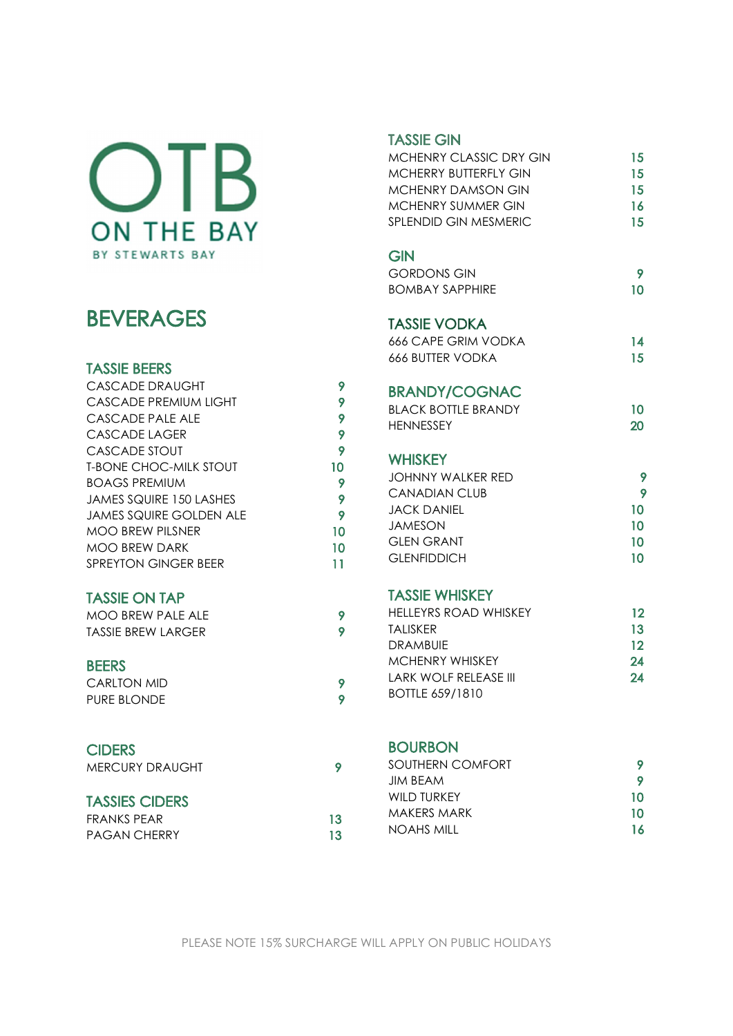OTB
ON THE BAY
BY STEWARTS BAY

# BEVERAGES

## TASSIE BEERS

| | |
|---|---|
| CASCADE DRAUGHT | 9 |
| CASCADE PREMIUM LIGHT | 9 |
| CASCADE PALE ALE | 9 |
| CASCADE LAGER | 9 |
| CASCADE STOUT | 9 |
| T-BONE CHOC-MILK STOUT | 10 |
| BOAGS PREMIUM | 9 |
| JAMES SQUIRE 150 LASHES | 9 |
| JAMES SQUIRE GOLDEN ALE | 9 |
| MOO BREW PILSNER | 10 |
| MOO BREW DARK | 10 |
| SPREYTON GINGER BEER | 11 |

## TASSIE ON TAP

| | |
|---|---|
| MOO BREW PALE ALE | 9 |
| TASSIE BREW LARGER | 9 |

## BEERS

| | |
|---|---|
| CARLTON MID | 9 |
| PURE BLONDE | 9 |

## CIDERS

| | |
|---|---|
| MERCURY DRAUGHT | 9 |

## TASSIES CIDERS

| | |
|---|---|
| FRANKS PEAR | 13 |
| PAGAN CHERRY | 13 |

## TASSIE GIN

| | |
|---|---|
| MCHENRY CLASSIC DRY GIN | 15 |
| MCHERRY BUTTERFLY GIN | 15 |
| MCHENRY DAMSON GIN | 15 |
| MCHENRY SUMMER GIN | 16 |
| SPLENDID GIN MESMERIC | 15 |

## GIN

| | |
|---|---|
| GORDONS GIN | 9 |
| BOMBAY SAPPHIRE | 10 |

## TASSIE VODKA

| | |
|---|---|
| 666 CAPE GRIM VODKA | 14 |
| 666 BUTTER VODKA | 15 |

## BRANDY/COGNAC

| | |
|---|---|
| BLACK BOTTLE BRANDY | 10 |
| HENNESSEY | 20 |

## WHISKEY

| | |
|---|---|
| JOHNNY WALKER RED | 9 |
| CANADIAN CLUB | 9 |
| JACK DANIEL | 10 |
| JAMESON | 10 |
| GLEN GRANT | 10 |
| GLENFIDDICH | 10 |

## TASSIE WHISKEY

| | |
|---|---|
| HELLEYRS ROAD WHISKEY | 12 |
| TALISKER | 13 |
| DRAMBUIE | 12 |
| MCHENRY WHISKEY | 24 |
| LARK WOLF RELEASE III BOTTLE 659/1810 | 24 |

## BOURBON

| | |
|---|---|
| SOUTHERN COMFORT | 9 |
| JIM BEAM | 9 |
| WILD TURKEY | 10 |
| MAKERS MARK | 10 |
| NOAHS MILL | 16 |

PLEASE NOTE 15% SURCHARGE WILL APPLY ON PUBLIC HOLIDAYS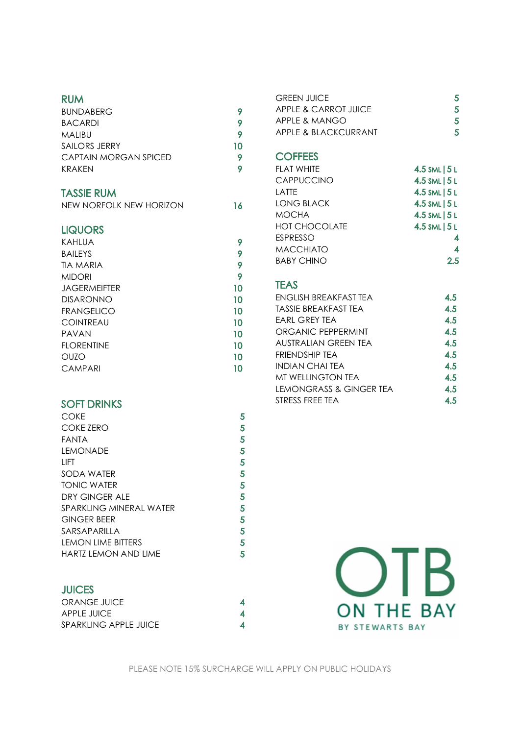## RUM

| | |
|---|---|
| BUNDABERG | 9 |
| BACARDI | 9 |
| MALIBU | 9 |
| SAILORS JERRY | 10 |
| CAPTAIN MORGAN SPICED | 9 |
| KRAKEN | 9 |

## TASSIE RUM

| | |
|---|---|
| NEW NORFOLK NEW HORIZON | 16 |

## LIQUORS

| | |
|---|---|
| KAHLUA | 9 |
| BAILEYS | 9 |
| TIA MARIA | 9 |
| MIDORI | 9 |
| JAGERMEIFTER | 10 |
| DISARONNO | 10 |
| FRANGELICO | 10 |
| COINTREAU | 10 |
| PAVAN | 10 |
| FLORENTINE | 10 |
| OUZO | 10 |
| CAMPARI | 10 |

## SOFT DRINKS

| | |
|---|---|
| COKE | 5 |
| COKE ZERO | 5 |
| FANTA | 5 |
| LEMONADE | 5 |
| LIFT | 5 |
| SODA WATER | 5 |
| TONIC WATER | 5 |
| DRY GINGER ALE | 5 |
| SPARKLING MINERAL WATER | 5 |
| GINGER BEER | 5 |
| SARSAPARILLA | 5 |
| LEMON LIME BITTERS | 5 |
| HARTZ LEMON AND LIME | 5 |

## JUICES

| | |
|---|---|
| ORANGE JUICE | 4 |
| APPLE JUICE | 4 |
| SPARKLING APPLE JUICE | 4 |
| GREEN JUICE | 5 |
| APPLE & CARROT JUICE | 5 |
| APPLE & MANGO | 5 |
| APPLE & BLACKCURRANT | 5 |

## COFFEES

| | |
|---|---|
| FLAT WHITE | 4.5 SML \| 5 L |
| CAPPUCCINO | 4.5 SML \| 5 L |
| LATTE | 4.5 SML \| 5 L |
| LONG BLACK | 4.5 SML \| 5 L |
| MOCHA | 4.5 SML \| 5 L |
| HOT CHOCOLATE | 4.5 SML \| 5 L |
| ESPRESSO | 4 |
| MACCHIATO | 4 |
| BABY CHINO | 2.5 |

## TEAS

| | |
|---|---|
| ENGLISH BREAKFAST TEA | 4.5 |
| TASSIE BREAKFAST TEA | 4.5 |
| EARL GREY TEA | 4.5 |
| ORGANIC PEPPERMINT | 4.5 |
| AUSTRALIAN GREEN TEA | 4.5 |
| FRIENDSHIP TEA | 4.5 |
| INDIAN CHAI TEA | 4.5 |
| MT WELLINGTON TEA | 4.5 |
| LEMONGRASS & GINGER TEA | 4.5 |
| STRESS FREE TEA | 4.5 |

OTB ON THE BAY

BY STEWARTS BAY

PLEASE NOTE 15% SURCHARGE WILL APPLY ON PUBLIC HOLIDAYS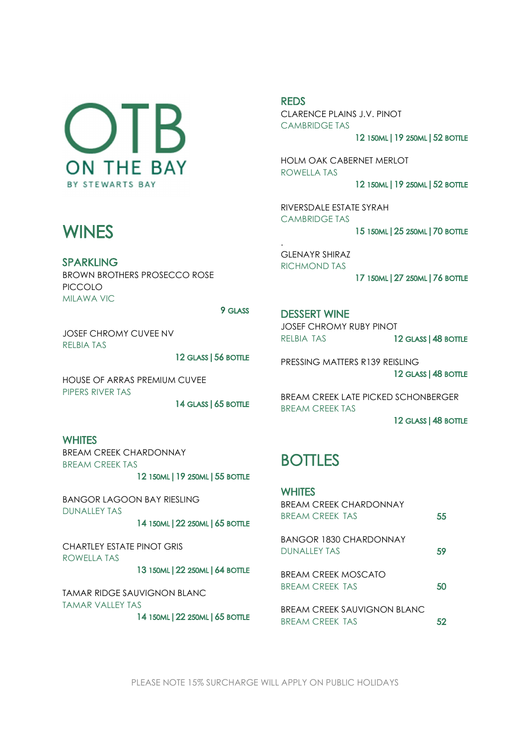# OTB ON THE BAY

BY STEWARTS BAY

# WINES

## SPARKLING

BROWN BROTHERS PROSECCO ROSE PICCOLO
MILAWA VIC

9 GLASS

JOSEF CHROMY CUVEE NV
RELBIA TAS

12 GLASS | 56 BOTTLE

HOUSE OF ARRAS PREMIUM CUVEE
PIPERS RIVER TAS

14 GLASS | 65 BOTTLE

## WHITES

BREAM CREEK CHARDONNAY
BREAM CREEK TAS

12 150ML | 19 250ML | 55 BOTTLE

BANGOR LAGOON BAY RIESLING
DUNALLEY TAS

14 150ML | 22 250ML | 65 BOTTLE

CHARTLEY ESTATE PINOT GRIS
ROWELLA TAS

13 150ML | 22 250ML | 64 BOTTLE

TAMAR RIDGE SAUVIGNON BLANC
TAMAR VALLEY TAS

14 150ML | 22 250ML | 65 BOTTLE

## REDS

CLARENCE PLAINS J.V. PINOT
CAMBRIDGE TAS

12 150ML | 19 250ML | 52 BOTTLE

HOLM OAK CABERNET MERLOT
ROWELLA TAS

12 150ML | 19 250ML | 52 BOTTLE

RIVERSDALE ESTATE SYRAH
CAMBRIDGE TAS

15 150ML | 25 250ML | 70 BOTTLE

GLENAYR SHIRAZ
RICHMOND TAS

17 150ML | 27 250ML | 76 BOTTLE

## DESSERT WINE

JOSEF CHROMY RUBY PINOT
RELBIA TAS

12 GLASS | 48 BOTTLE

PRESSING MATTERS R139 REISLING

12 GLASS | 48 BOTTLE

BREAM CREEK LATE PICKED SCHONBERGER
BREAM CREEK TAS

12 GLASS | 48 BOTTLE

# BOTTLES

## WHITES

BREAM CREEK CHARDONNAY
BREAM CREEK TAS — 55

BANGOR 1830 CHARDONNAY
DUNALLEY TAS — 59

BREAM CREEK MOSCATO
BREAM CREEK TAS — 50

BREAM CREEK SAUVIGNON BLANC
BREAM CREEK TAS — 52

PLEASE NOTE 15% SURCHARGE WILL APPLY ON PUBLIC HOLIDAYS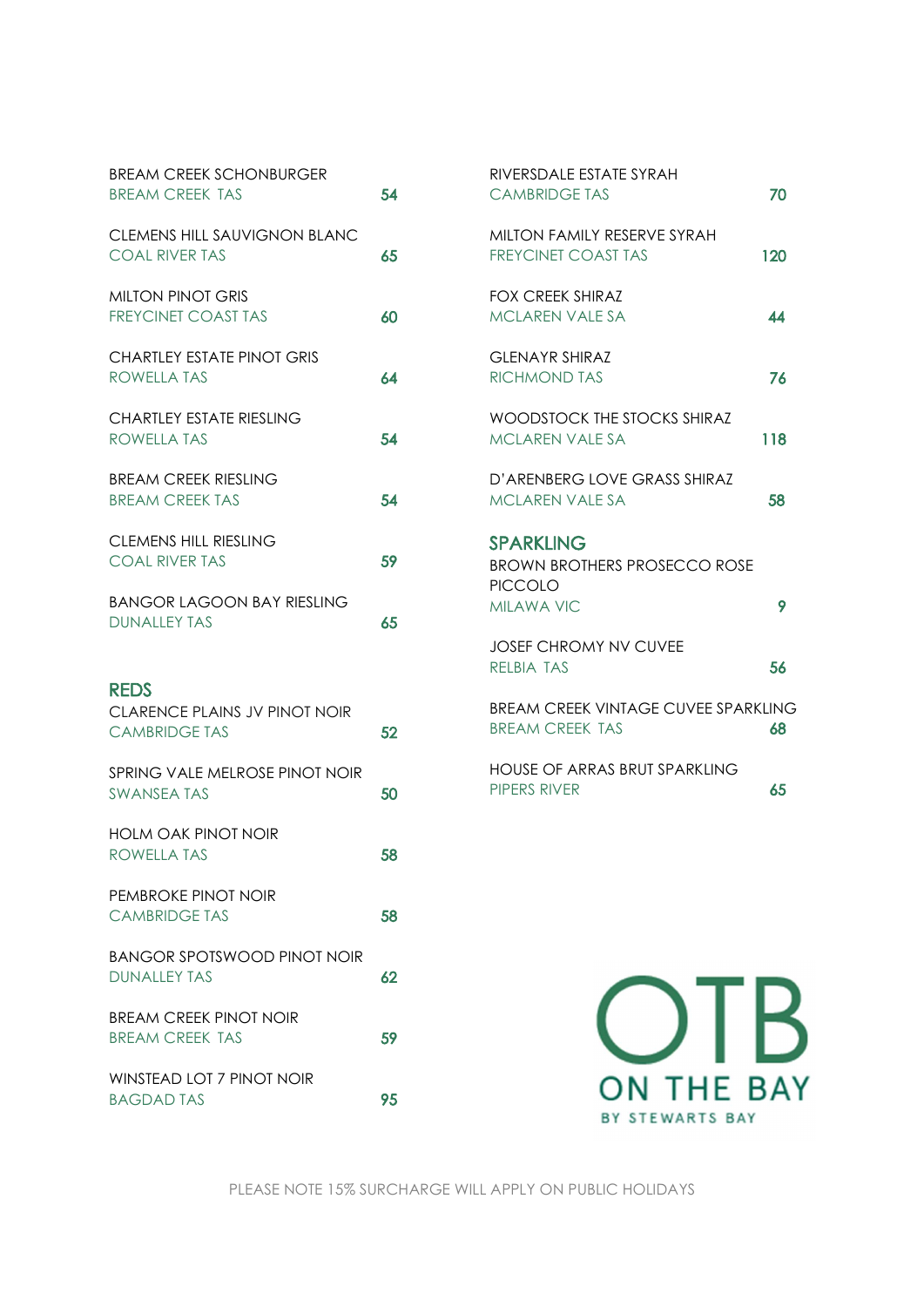BREAM CREEK SCHONBURGER
BREAM CREEK TAS 54

CLEMENS HILL SAUVIGNON BLANC
COAL RIVER TAS 65

MILTON PINOT GRIS
FREYCINET COAST TAS 60

CHARTLEY ESTATE PINOT GRIS
ROWELLA TAS 64

CHARTLEY ESTATE RIESLING
ROWELLA TAS 54

BREAM CREEK RIESLING
BREAM CREEK TAS 54

CLEMENS HILL RIESLING
COAL RIVER TAS 59

BANGOR LAGOON BAY RIESLING
DUNALLEY TAS 65

## REDS

CLARENCE PLAINS JV PINOT NOIR
CAMBRIDGE TAS 52

SPRING VALE MELROSE PINOT NOIR
SWANSEA TAS 50

HOLM OAK PINOT NOIR
ROWELLA TAS 58

PEMBROKE PINOT NOIR
CAMBRIDGE TAS 58

BANGOR SPOTSWOOD PINOT NOIR
DUNALLEY TAS 62

BREAM CREEK PINOT NOIR
BREAM CREEK TAS 59

WINSTEAD LOT 7 PINOT NOIR
BAGDAD TAS 95

RIVERSDALE ESTATE SYRAH
CAMBRIDGE TAS 70

MILTON FAMILY RESERVE SYRAH
FREYCINET COAST TAS 120

FOX CREEK SHIRAZ
MCLAREN VALE SA 44

GLENAYR SHIRAZ
RICHMOND TAS 76

WOODSTOCK THE STOCKS SHIRAZ
MCLAREN VALE SA 118

D'ARENBERG LOVE GRASS SHIRAZ
MCLAREN VALE SA 58

## SPARKLING

BROWN BROTHERS PROSECCO ROSE PICCOLO
MILAWA VIC 9

JOSEF CHROMY NV CUVEE
RELBIA TAS 56

BREAM CREEK VINTAGE CUVEE SPARKLING
BREAM CREEK TAS 68

HOUSE OF ARRAS BRUT SPARKLING
PIPERS RIVER 65

OTB
ON THE BAY
BY STEWARTS BAY

PLEASE NOTE 15% SURCHARGE WILL APPLY ON PUBLIC HOLIDAYS